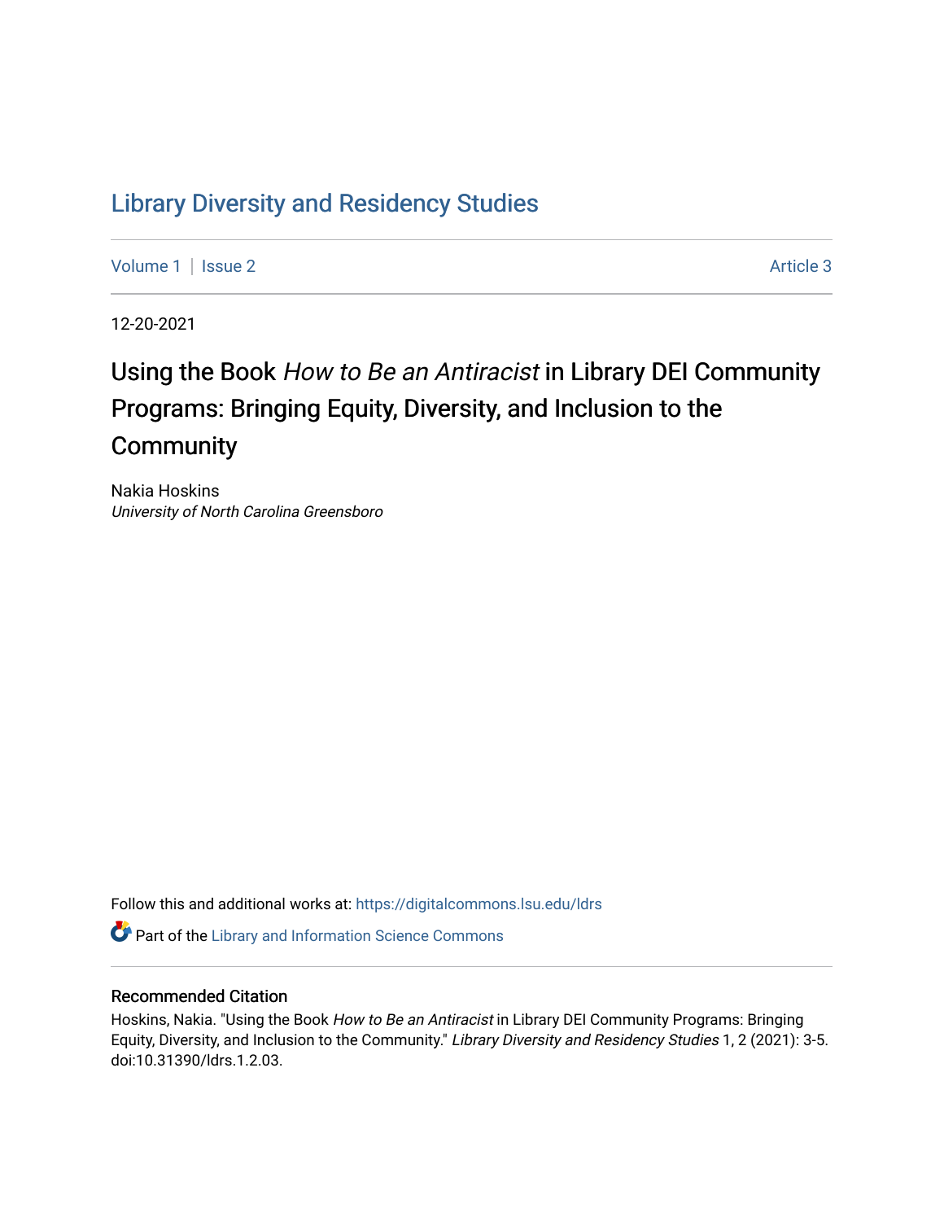Library Diversity and Residency Studies

Volume 1 | Issue 2 Article 3

12-20-2021

# Using the Book *How to Be an Antiracist* in Library DEI Community Programs: Bringing Equity, Diversity, and Inclusion to the Community

Nakia Hoskins
*University of North Carolina Greensboro*

Follow this and additional works at: https://digitalcommons.lsu.edu/ldrs

Part of the Library and Information Science Commons

## Recommended Citation

Hoskins, Nakia. "Using the Book *How to Be an Antiracist* in Library DEI Community Programs: Bringing Equity, Diversity, and Inclusion to the Community." *Library Diversity and Residency Studies* 1, 2 (2021): 3-5. doi:10.31390/ldrs.1.2.03.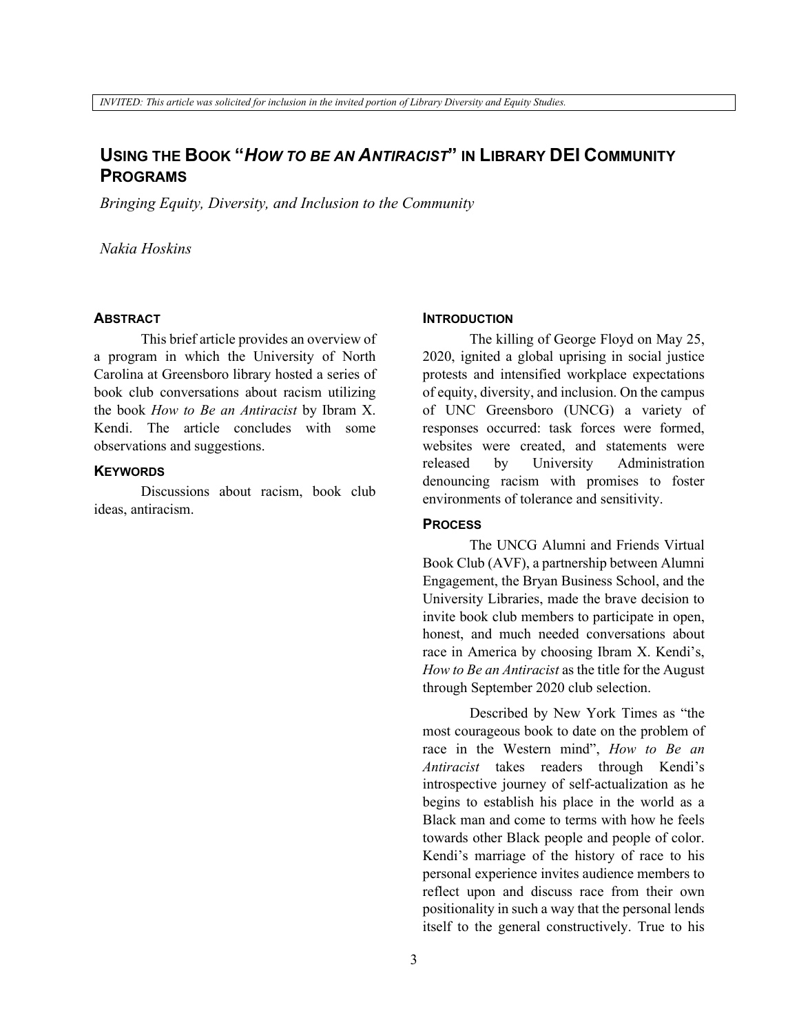*INVITED: This article was solicited for inclusion in the invited portion of Library Diversity and Equity Studies.*

# Using the Book "*How to be an Antiracist*" in Library DEI Community Programs

*Bringing Equity, Diversity, and Inclusion to the Community*

*Nakia Hoskins*

## Abstract

This brief article provides an overview of a program in which the University of North Carolina at Greensboro library hosted a series of book club conversations about racism utilizing the book *How to Be an Antiracist* by Ibram X. Kendi. The article concludes with some observations and suggestions.

## Keywords

Discussions about racism, book club ideas, antiracism.

## Introduction

The killing of George Floyd on May 25, 2020, ignited a global uprising in social justice protests and intensified workplace expectations of equity, diversity, and inclusion. On the campus of UNC Greensboro (UNCG) a variety of responses occurred: task forces were formed, websites were created, and statements were released by University Administration denouncing racism with promises to foster environments of tolerance and sensitivity.

## Process

The UNCG Alumni and Friends Virtual Book Club (AVF), a partnership between Alumni Engagement, the Bryan Business School, and the University Libraries, made the brave decision to invite book club members to participate in open, honest, and much needed conversations about race in America by choosing Ibram X. Kendi's, *How to Be an Antiracist* as the title for the August through September 2020 club selection.

Described by New York Times as "the most courageous book to date on the problem of race in the Western mind", *How to Be an Antiracist* takes readers through Kendi's introspective journey of self-actualization as he begins to establish his place in the world as a Black man and come to terms with how he feels towards other Black people and people of color. Kendi's marriage of the history of race to his personal experience invites audience members to reflect upon and discuss race from their own positionality in such a way that the personal lends itself to the general constructively. True to his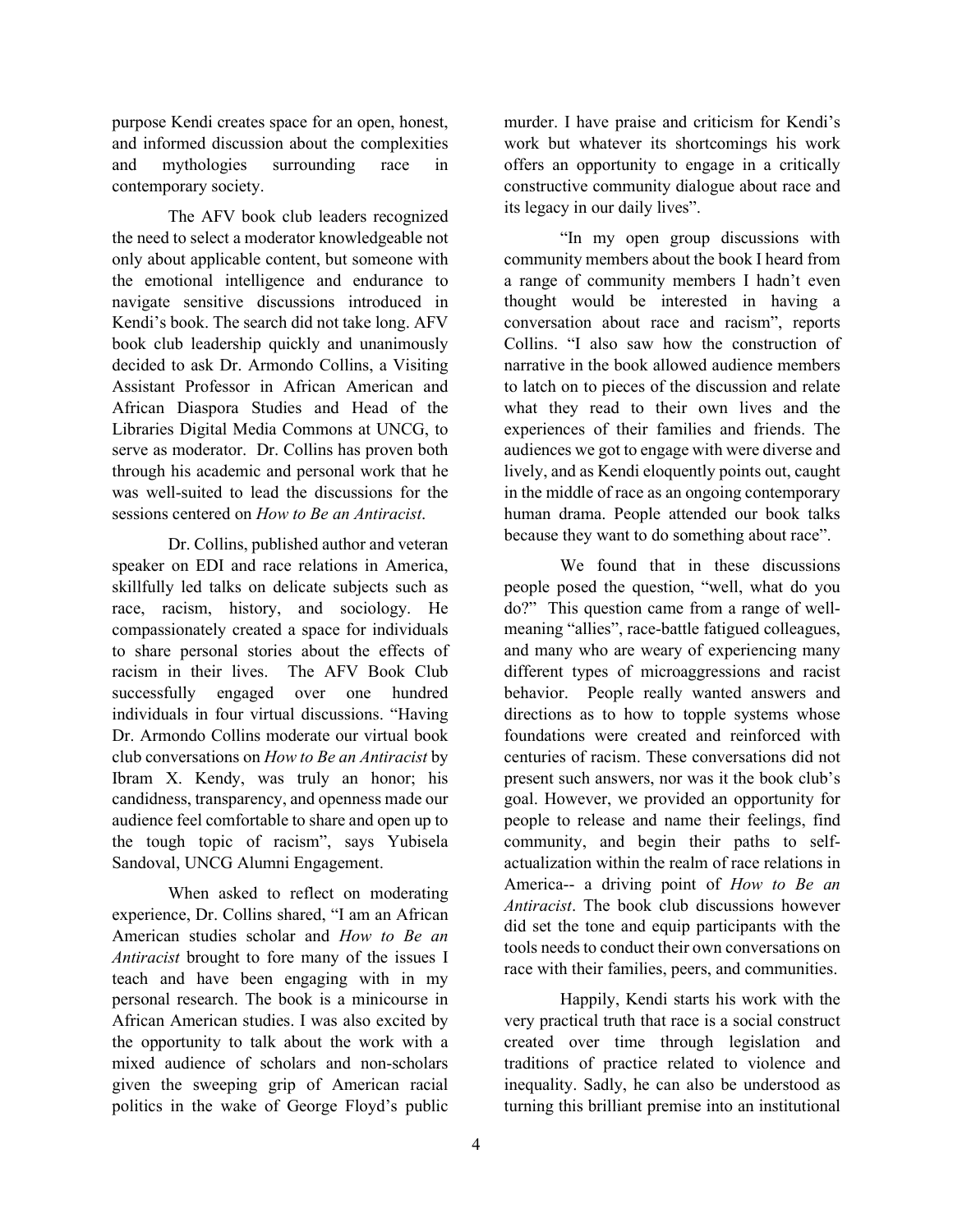purpose Kendi creates space for an open, honest, and informed discussion about the complexities and mythologies surrounding race in contemporary society.

The AFV book club leaders recognized the need to select a moderator knowledgeable not only about applicable content, but someone with the emotional intelligence and endurance to navigate sensitive discussions introduced in Kendi's book. The search did not take long. AFV book club leadership quickly and unanimously decided to ask Dr. Armondo Collins, a Visiting Assistant Professor in African American and African Diaspora Studies and Head of the Libraries Digital Media Commons at UNCG, to serve as moderator. Dr. Collins has proven both through his academic and personal work that he was well-suited to lead the discussions for the sessions centered on *How to Be an Antiracist*.

Dr. Collins, published author and veteran speaker on EDI and race relations in America, skillfully led talks on delicate subjects such as race, racism, history, and sociology. He compassionately created a space for individuals to share personal stories about the effects of racism in their lives. The AFV Book Club successfully engaged over one hundred individuals in four virtual discussions. "Having Dr. Armondo Collins moderate our virtual book club conversations on *How to Be an Antiracist* by Ibram X. Kendy, was truly an honor; his candidness, transparency, and openness made our audience feel comfortable to share and open up to the tough topic of racism", says Yubisela Sandoval, UNCG Alumni Engagement.

When asked to reflect on moderating experience, Dr. Collins shared, "I am an African American studies scholar and *How to Be an Antiracist* brought to fore many of the issues I teach and have been engaging with in my personal research. The book is a minicourse in African American studies. I was also excited by the opportunity to talk about the work with a mixed audience of scholars and non-scholars given the sweeping grip of American racial politics in the wake of George Floyd's public murder. I have praise and criticism for Kendi's work but whatever its shortcomings his work offers an opportunity to engage in a critically constructive community dialogue about race and its legacy in our daily lives".

"In my open group discussions with community members about the book I heard from a range of community members I hadn't even thought would be interested in having a conversation about race and racism", reports Collins. "I also saw how the construction of narrative in the book allowed audience members to latch on to pieces of the discussion and relate what they read to their own lives and the experiences of their families and friends. The audiences we got to engage with were diverse and lively, and as Kendi eloquently points out, caught in the middle of race as an ongoing contemporary human drama. People attended our book talks because they want to do something about race".

We found that in these discussions people posed the question, "well, what do you do?" This question came from a range of well-meaning "allies", race-battle fatigued colleagues, and many who are weary of experiencing many different types of microaggressions and racist behavior. People really wanted answers and directions as to how to topple systems whose foundations were created and reinforced with centuries of racism. These conversations did not present such answers, nor was it the book club's goal. However, we provided an opportunity for people to release and name their feelings, find community, and begin their paths to self-actualization within the realm of race relations in America-- a driving point of *How to Be an Antiracist*. The book club discussions however did set the tone and equip participants with the tools needs to conduct their own conversations on race with their families, peers, and communities.

Happily, Kendi starts his work with the very practical truth that race is a social construct created over time through legislation and traditions of practice related to violence and inequality. Sadly, he can also be understood as turning this brilliant premise into an institutional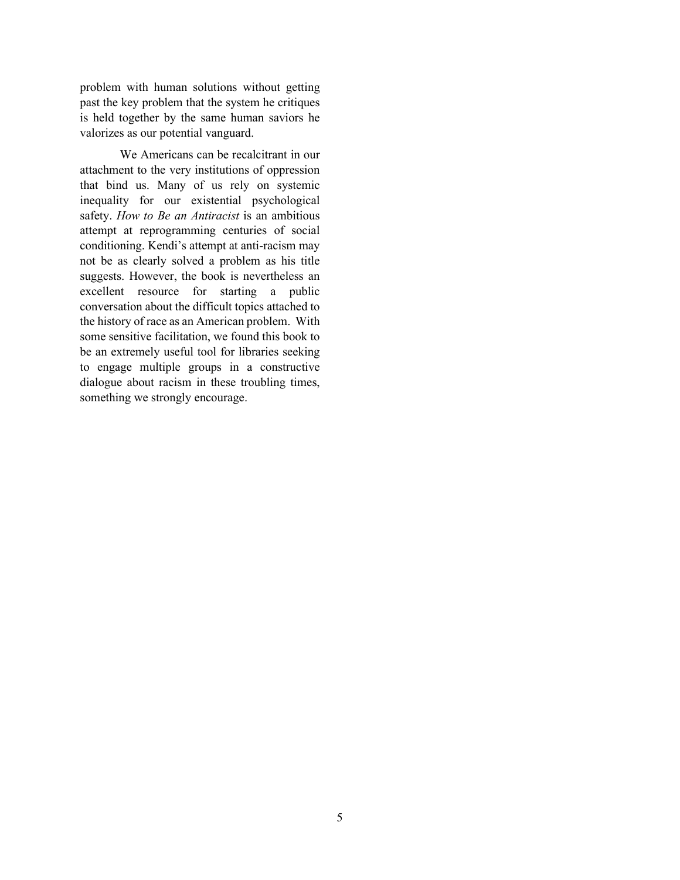problem with human solutions without getting past the key problem that the system he critiques is held together by the same human saviors he valorizes as our potential vanguard.

We Americans can be recalcitrant in our attachment to the very institutions of oppression that bind us. Many of us rely on systemic inequality for our existential psychological safety. *How to Be an Antiracist* is an ambitious attempt at reprogramming centuries of social conditioning. Kendi's attempt at anti-racism may not be as clearly solved a problem as his title suggests. However, the book is nevertheless an excellent resource for starting a public conversation about the difficult topics attached to the history of race as an American problem. With some sensitive facilitation, we found this book to be an extremely useful tool for libraries seeking to engage multiple groups in a constructive dialogue about racism in these troubling times, something we strongly encourage.